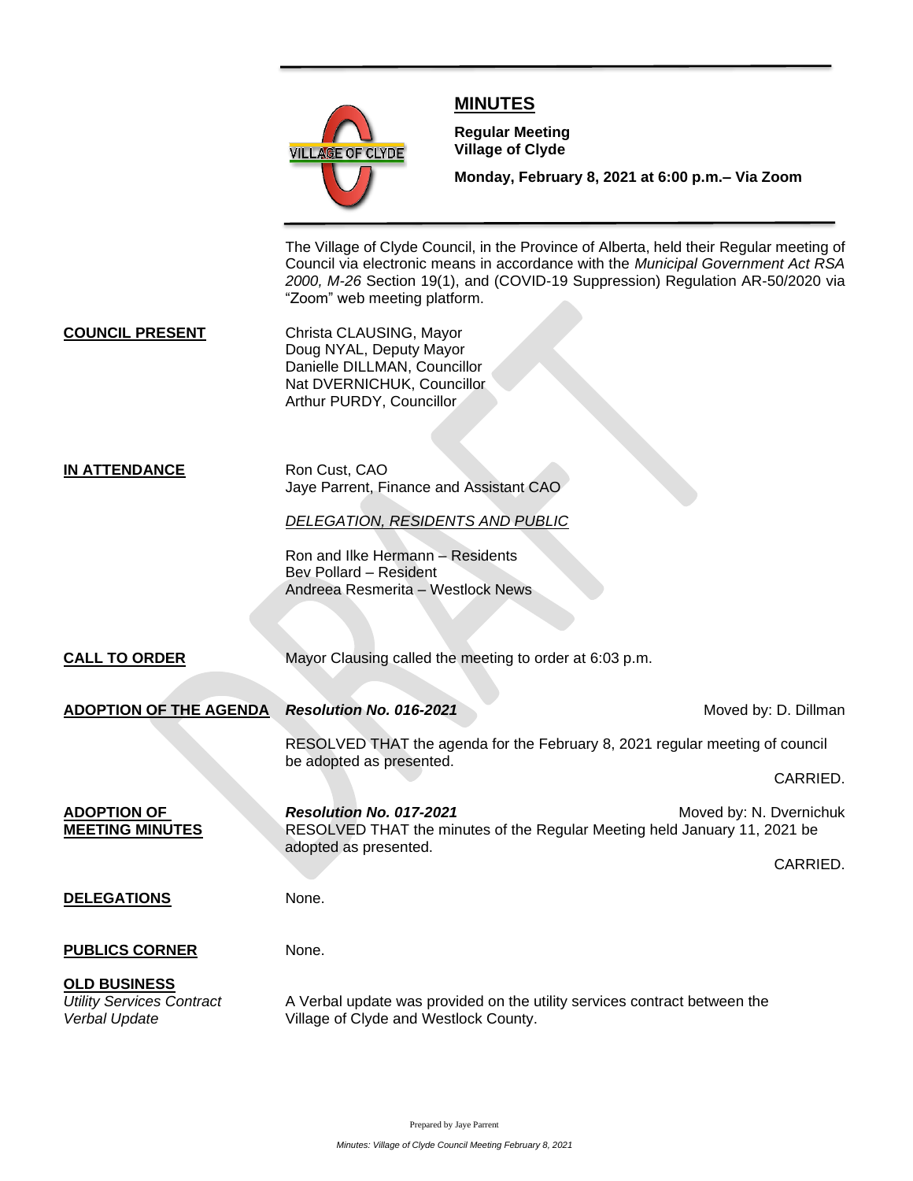# MINUTES

**Regular Meeting**
**Village of Clyde**

**Monday, February 8, 2021 at 6:00 p.m.– Via Zoom**

The Village of Clyde Council, in the Province of Alberta, held their Regular meeting of Council via electronic means in accordance with the *Municipal Government Act RSA 2000, M-26* Section 19(1), and (COVID-19 Suppression) Regulation AR-50/2020 via "Zoom" web meeting platform.

**COUNCIL PRESENT**

Christa CLAUSING, Mayor
Doug NYAL, Deputy Mayor
Danielle DILLMAN, Councillor
Nat DVERNICHUK, Councillor
Arthur PURDY, Councillor

**IN ATTENDANCE**

Ron Cust, CAO
Jaye Parrent, Finance and Assistant CAO

*DELEGATION, RESIDENTS AND PUBLIC*

Ron and Ilke Hermann – Residents
Bev Pollard – Resident
Andreea Resmerita – Westlock News

**CALL TO ORDER**

Mayor Clausing called the meeting to order at 6:03 p.m.

**ADOPTION OF THE AGENDA**

***Resolution No. 016-2021*** — Moved by: D. Dillman

RESOLVED THAT the agenda for the February 8, 2021 regular meeting of council be adopted as presented.

CARRIED.

**ADOPTION OF MEETING MINUTES**

***Resolution No. 017-2021*** — Moved by: N. Dvernichuk

RESOLVED THAT the minutes of the Regular Meeting held January 11, 2021 be adopted as presented.

CARRIED.

**DELEGATIONS**

None.

**PUBLICS CORNER**

None.

**OLD BUSINESS**

*Utility Services Contract Verbal Update*

A Verbal update was provided on the utility services contract between the Village of Clyde and Westlock County.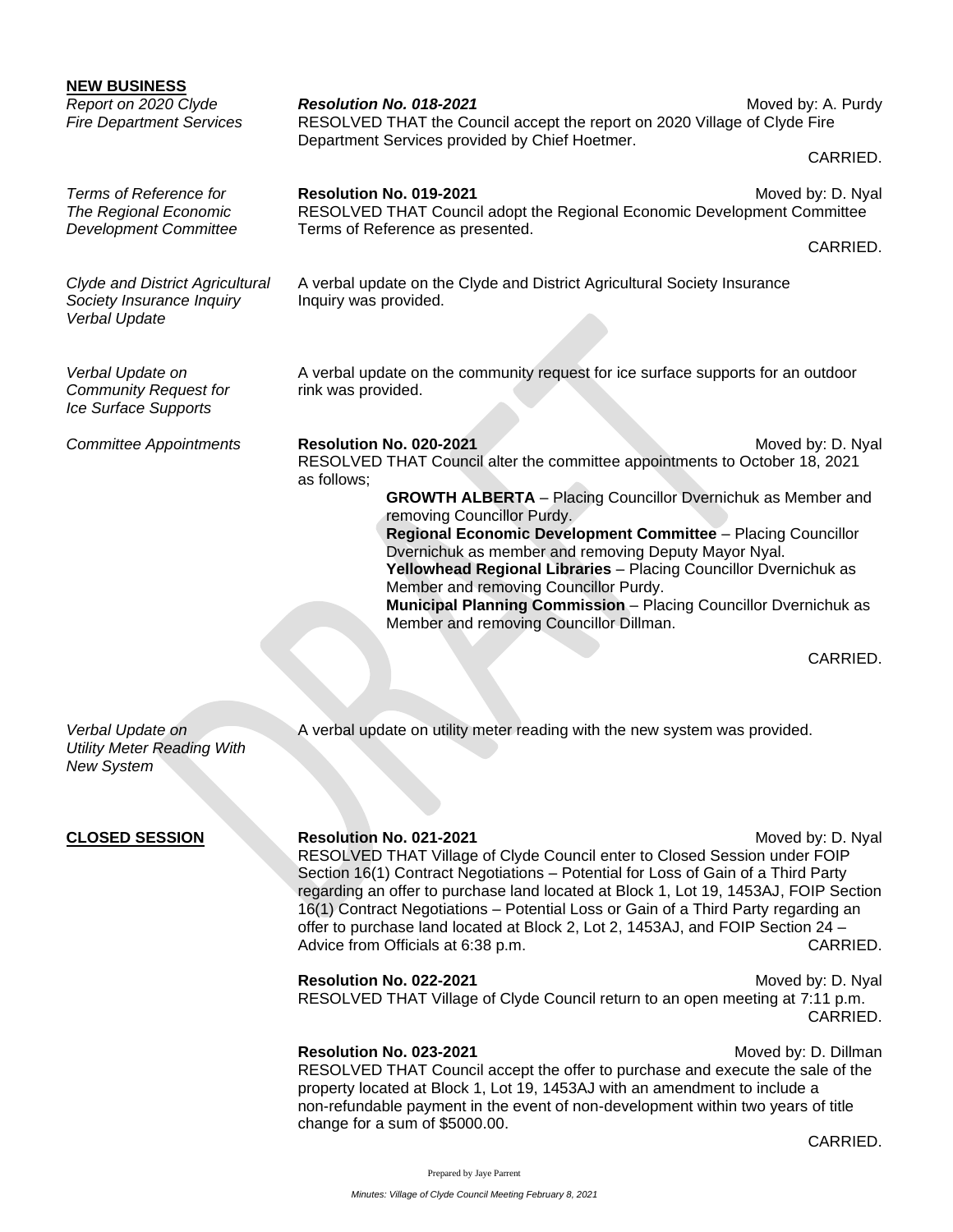**NEW BUSINESS**

*Report on 2020 Clyde Fire Department Services*

***Resolution No. 018-2021*** Moved by: A. Purdy

RESOLVED THAT the Council accept the report on 2020 Village of Clyde Fire Department Services provided by Chief Hoetmer.

CARRIED.

*Terms of Reference for The Regional Economic Development Committee*

**Resolution No. 019-2021** Moved by: D. Nyal

RESOLVED THAT Council adopt the Regional Economic Development Committee Terms of Reference as presented.

CARRIED.

*Clyde and District Agricultural Society Insurance Inquiry Verbal Update*

A verbal update on the Clyde and District Agricultural Society Insurance Inquiry was provided.

*Verbal Update on Community Request for Ice Surface Supports*

A verbal update on the community request for ice surface supports for an outdoor rink was provided.

*Committee Appointments*

**Resolution No. 020-2021** Moved by: D. Nyal

RESOLVED THAT Council alter the committee appointments to October 18, 2021 as follows;

**GROWTH ALBERTA** – Placing Councillor Dvernichuk as Member and removing Councillor Purdy.
**Regional Economic Development Committee** – Placing Councillor Dvernichuk as member and removing Deputy Mayor Nyal.
**Yellowhead Regional Libraries** – Placing Councillor Dvernichuk as Member and removing Councillor Purdy.
**Municipal Planning Commission** – Placing Councillor Dvernichuk as Member and removing Councillor Dillman.

CARRIED.

*Verbal Update on Utility Meter Reading With New System*

A verbal update on utility meter reading with the new system was provided.

**CLOSED SESSION**

**Resolution No. 021-2021** Moved by: D. Nyal

RESOLVED THAT Village of Clyde Council enter to Closed Session under FOIP Section 16(1) Contract Negotiations – Potential for Loss of Gain of a Third Party regarding an offer to purchase land located at Block 1, Lot 19, 1453AJ, FOIP Section 16(1) Contract Negotiations – Potential Loss or Gain of a Third Party regarding an offer to purchase land located at Block 2, Lot 2, 1453AJ, and FOIP Section 24 – Advice from Officials at 6:38 p.m. CARRIED.

**Resolution No. 022-2021** Moved by: D. Nyal

RESOLVED THAT Village of Clyde Council return to an open meeting at 7:11 p.m.

CARRIED.

**Resolution No. 023-2021** Moved by: D. Dillman

RESOLVED THAT Council accept the offer to purchase and execute the sale of the property located at Block 1, Lot 19, 1453AJ with an amendment to include a non-refundable payment in the event of non-development within two years of title change for a sum of $5000.00.

CARRIED.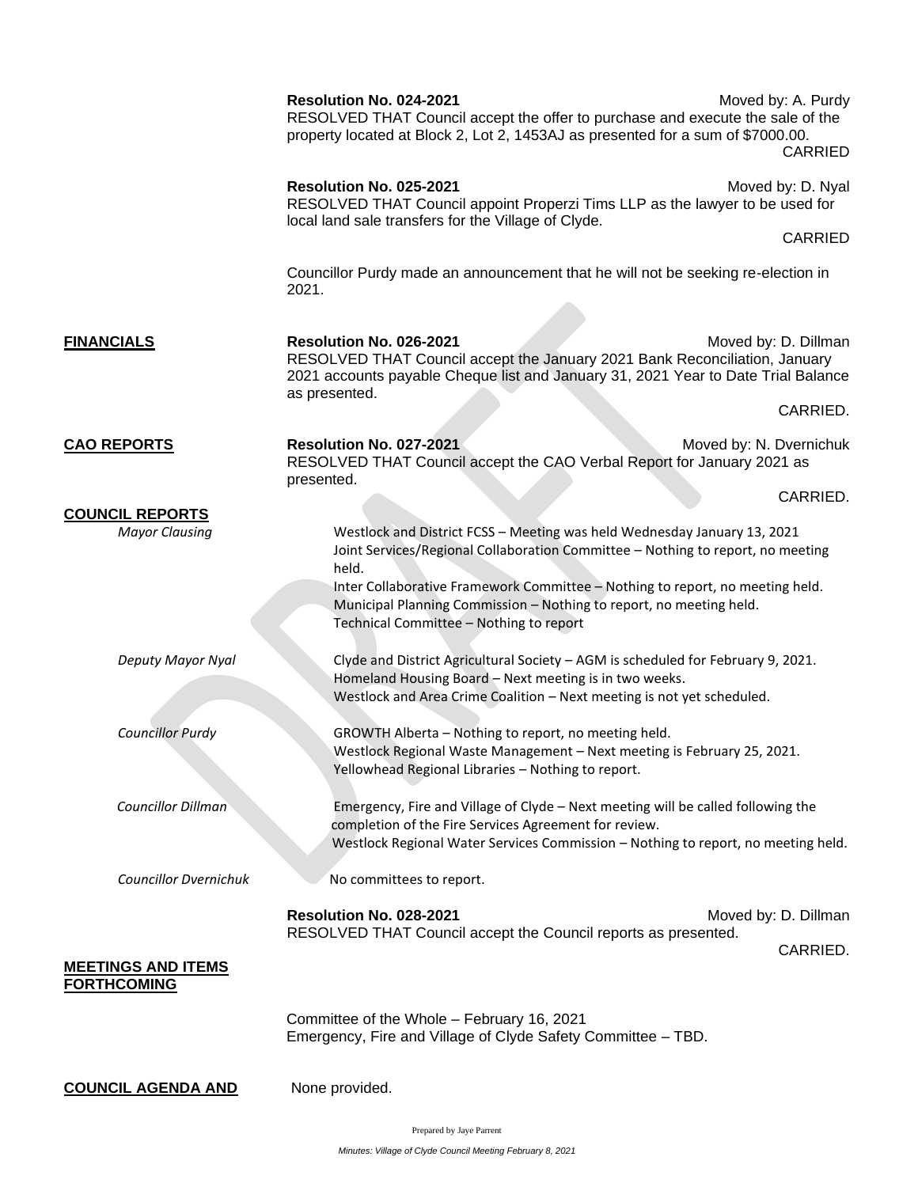**Resolution No. 024-2021** Moved by: A. Purdy

RESOLVED THAT Council accept the offer to purchase and execute the sale of the property located at Block 2, Lot 2, 1453AJ as presented for a sum of $7000.00.

CARRIED

**Resolution No. 025-2021** Moved by: D. Nyal

RESOLVED THAT Council appoint Properzi Tims LLP as the lawyer to be used for local land sale transfers for the Village of Clyde.

CARRIED

Councillor Purdy made an announcement that he will not be seeking re-election in 2021.

**FINANCIALS**

**Resolution No. 026-2021** Moved by: D. Dillman

RESOLVED THAT Council accept the January 2021 Bank Reconciliation, January 2021 accounts payable Cheque list and January 31, 2021 Year to Date Trial Balance as presented.

CARRIED.

**CAO REPORTS**

**Resolution No. 027-2021** Moved by: N. Dvernichuk

RESOLVED THAT Council accept the CAO Verbal Report for January 2021 as presented.

CARRIED.

**COUNCIL REPORTS**

*Mayor Clausing*

Westlock and District FCSS – Meeting was held Wednesday January 13, 2021
Joint Services/Regional Collaboration Committee – Nothing to report, no meeting held.
Inter Collaborative Framework Committee – Nothing to report, no meeting held.
Municipal Planning Commission – Nothing to report, no meeting held.
Technical Committee – Nothing to report

*Deputy Mayor Nyal*

Clyde and District Agricultural Society – AGM is scheduled for February 9, 2021.
Homeland Housing Board – Next meeting is in two weeks.
Westlock and Area Crime Coalition – Next meeting is not yet scheduled.

*Councillor Purdy*

GROWTH Alberta – Nothing to report, no meeting held.
Westlock Regional Waste Management – Next meeting is February 25, 2021.
Yellowhead Regional Libraries – Nothing to report.

*Councillor Dillman*

Emergency, Fire and Village of Clyde – Next meeting will be called following the completion of the Fire Services Agreement for review.
Westlock Regional Water Services Commission – Nothing to report, no meeting held.

*Councillor Dvernichuk*

No committees to report.

**Resolution No. 028-2021** Moved by: D. Dillman

RESOLVED THAT Council accept the Council reports as presented.

CARRIED.

**MEETINGS AND ITEMS FORTHCOMING**

Committee of the Whole – February 16, 2021
Emergency, Fire and Village of Clyde Safety Committee – TBD.

**COUNCIL AGENDA AND**

None provided.

Prepared by Jaye Parrent

*Minutes: Village of Clyde Council Meeting February 8, 2021*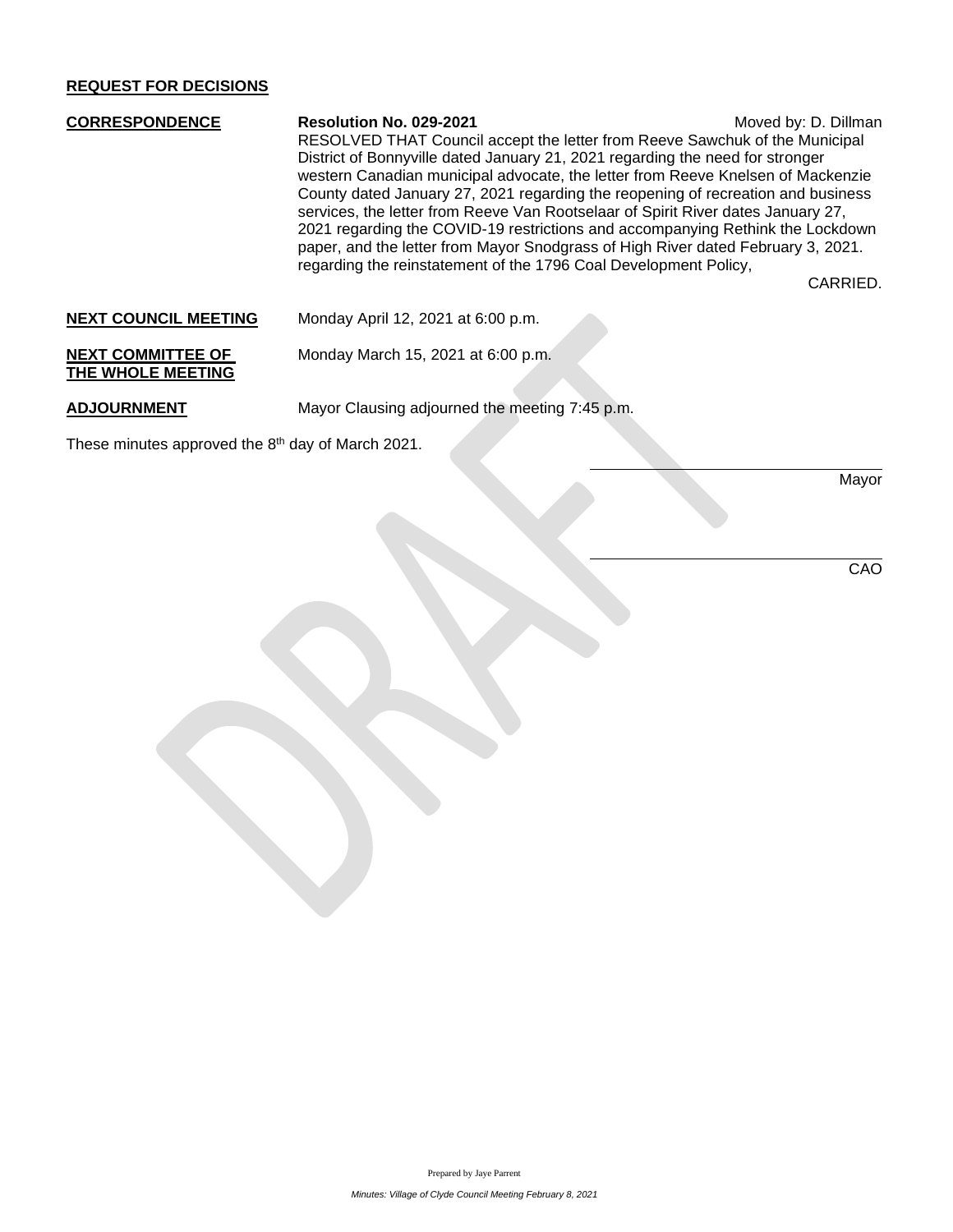**REQUEST FOR DECISIONS**

**CORRESPONDENCE**

**Resolution No. 029-2021** Moved by: D. Dillman

RESOLVED THAT Council accept the letter from Reeve Sawchuk of the Municipal District of Bonnyville dated January 21, 2021 regarding the need for stronger western Canadian municipal advocate, the letter from Reeve Knelsen of Mackenzie County dated January 27, 2021 regarding the reopening of recreation and business services, the letter from Reeve Van Rootselaar of Spirit River dates January 27, 2021 regarding the COVID-19 restrictions and accompanying Rethink the Lockdown paper, and the letter from Mayor Snodgrass of High River dated February 3, 2021. regarding the reinstatement of the 1796 Coal Development Policy,

CARRIED.

**NEXT COUNCIL MEETING** Monday April 12, 2021 at 6:00 p.m.

**NEXT COMMITTEE OF THE WHOLE MEETING** Monday March 15, 2021 at 6:00 p.m.

**ADJOURNMENT** Mayor Clausing adjourned the meeting 7:45 p.m.

These minutes approved the 8th day of March 2021.

\_\_\_\_\_\_\_\_\_\_\_\_\_\_\_\_\_\_\_\_\_\_\_\_\_\_\_\_
Mayor

\_\_\_\_\_\_\_\_\_\_\_\_\_\_\_\_\_\_\_\_\_\_\_\_\_\_\_\_
CAO

Prepared by Jaye Parrent

*Minutes: Village of Clyde Council Meeting February 8, 2021*